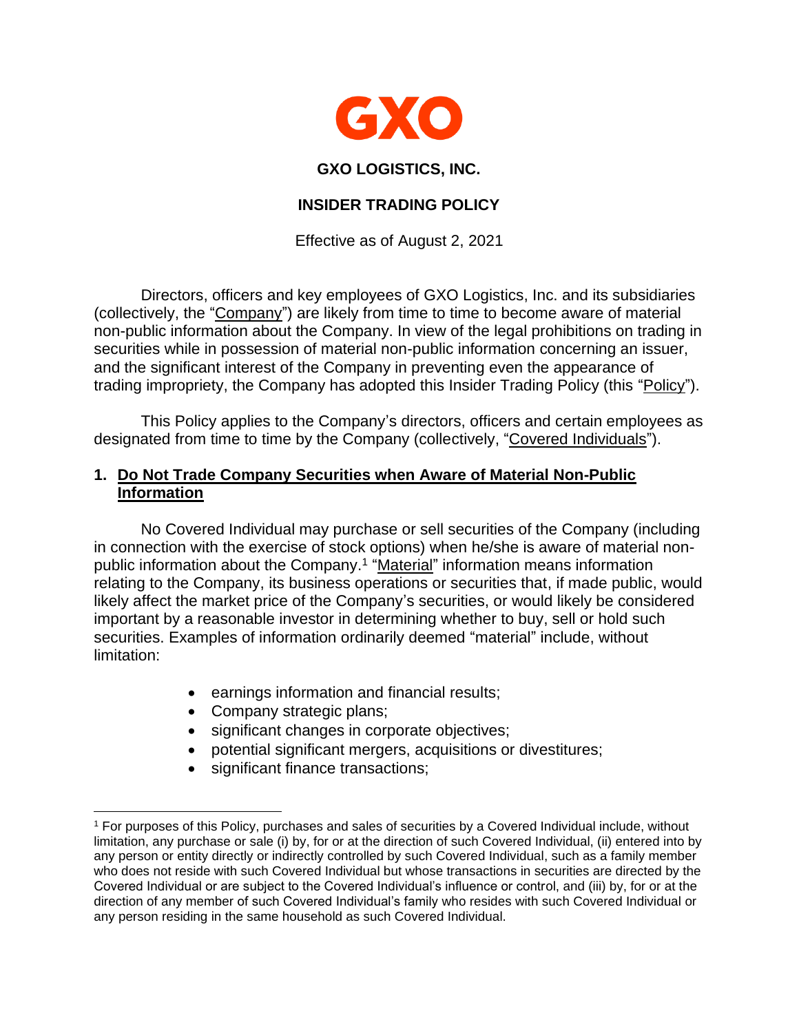GXO

# GXO LOGISTICS, INC.

## INSIDER TRADING POLICY

Effective as of August 2, 2021

Directors, officers and key employees of GXO Logistics, Inc. and its subsidiaries (collectively, the "Company") are likely from time to time to become aware of material non-public information about the Company. In view of the legal prohibitions on trading in securities while in possession of material non-public information concerning an issuer, and the significant interest of the Company in preventing even the appearance of trading impropriety, the Company has adopted this Insider Trading Policy (this "Policy").

This Policy applies to the Company's directors, officers and certain employees as designated from time to time by the Company (collectively, "Covered Individuals").

### 1. Do Not Trade Company Securities when Aware of Material Non-Public Information

No Covered Individual may purchase or sell securities of the Company (including in connection with the exercise of stock options) when he/she is aware of material non-public information about the Company.[1] "Material" information means information relating to the Company, its business operations or securities that, if made public, would likely affect the market price of the Company's securities, or would likely be considered important by a reasonable investor in determining whether to buy, sell or hold such securities. Examples of information ordinarily deemed "material" include, without limitation:

- earnings information and financial results;
- Company strategic plans;
- significant changes in corporate objectives;
- potential significant mergers, acquisitions or divestitures;
- significant finance transactions;

[1] For purposes of this Policy, purchases and sales of securities by a Covered Individual include, without limitation, any purchase or sale (i) by, for or at the direction of such Covered Individual, (ii) entered into by any person or entity directly or indirectly controlled by such Covered Individual, such as a family member who does not reside with such Covered Individual but whose transactions in securities are directed by the Covered Individual or are subject to the Covered Individual's influence or control, and (iii) by, for or at the direction of any member of such Covered Individual's family who resides with such Covered Individual or any person residing in the same household as such Covered Individual.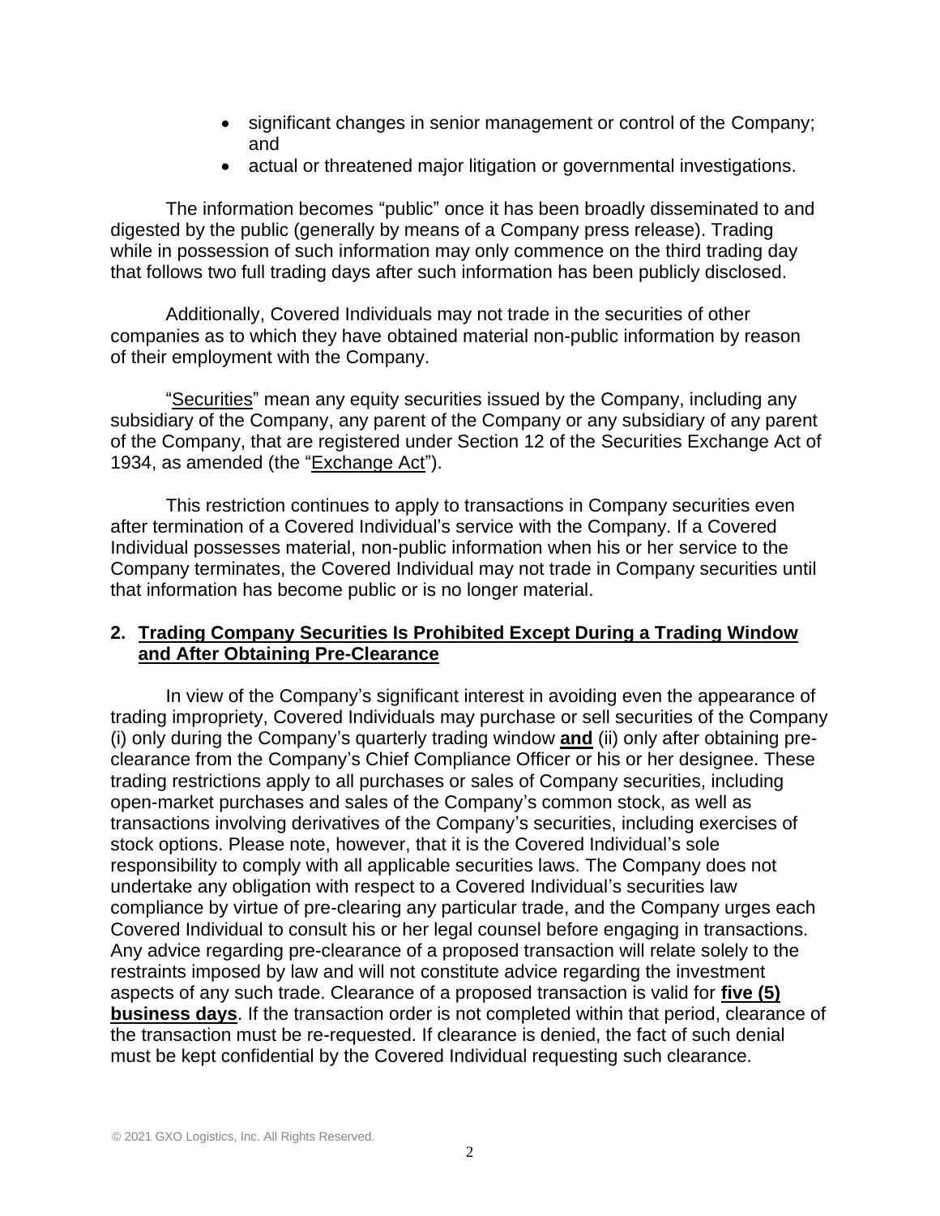- significant changes in senior management or control of the Company; and
- actual or threatened major litigation or governmental investigations.

The information becomes "public" once it has been broadly disseminated to and digested by the public (generally by means of a Company press release). Trading while in possession of such information may only commence on the third trading day that follows two full trading days after such information has been publicly disclosed.

Additionally, Covered Individuals may not trade in the securities of other companies as to which they have obtained material non-public information by reason of their employment with the Company.

"Securities" mean any equity securities issued by the Company, including any subsidiary of the Company, any parent of the Company or any subsidiary of any parent of the Company, that are registered under Section 12 of the Securities Exchange Act of 1934, as amended (the "Exchange Act").

This restriction continues to apply to transactions in Company securities even after termination of a Covered Individual's service with the Company. If a Covered Individual possesses material, non-public information when his or her service to the Company terminates, the Covered Individual may not trade in Company securities until that information has become public or is no longer material.

## 2. Trading Company Securities Is Prohibited Except During a Trading Window and After Obtaining Pre-Clearance

In view of the Company's significant interest in avoiding even the appearance of trading impropriety, Covered Individuals may purchase or sell securities of the Company (i) only during the Company's quarterly trading window **and** (ii) only after obtaining pre-clearance from the Company's Chief Compliance Officer or his or her designee. These trading restrictions apply to all purchases or sales of Company securities, including open-market purchases and sales of the Company's common stock, as well as transactions involving derivatives of the Company's securities, including exercises of stock options. Please note, however, that it is the Covered Individual's sole responsibility to comply with all applicable securities laws. The Company does not undertake any obligation with respect to a Covered Individual's securities law compliance by virtue of pre-clearing any particular trade, and the Company urges each Covered Individual to consult his or her legal counsel before engaging in transactions. Any advice regarding pre-clearance of a proposed transaction will relate solely to the restraints imposed by law and will not constitute advice regarding the investment aspects of any such trade. Clearance of a proposed transaction is valid for **five (5) business days**. If the transaction order is not completed within that period, clearance of the transaction must be re-requested. If clearance is denied, the fact of such denial must be kept confidential by the Covered Individual requesting such clearance.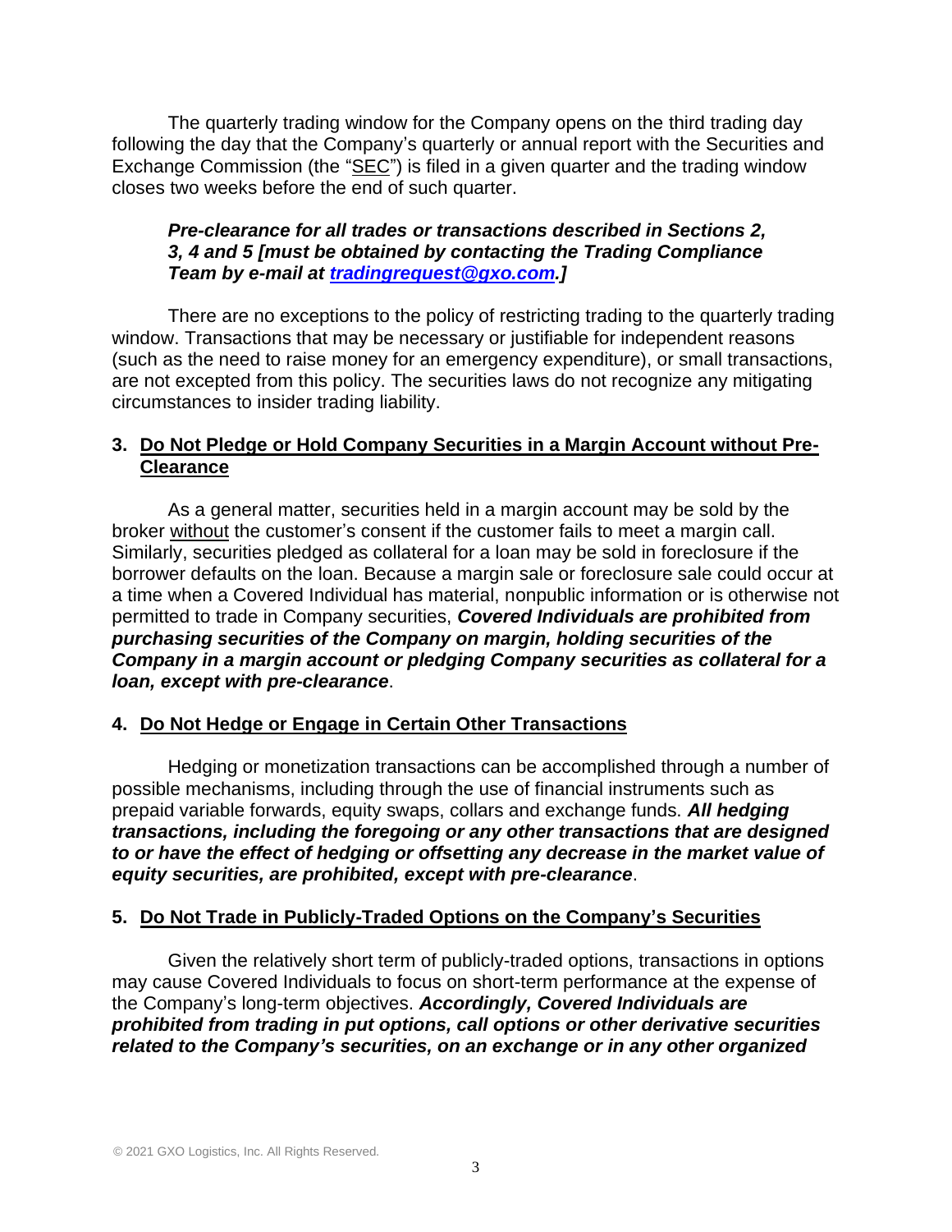The quarterly trading window for the Company opens on the third trading day following the day that the Company's quarterly or annual report with the Securities and Exchange Commission (the "SEC") is filed in a given quarter and the trading window closes two weeks before the end of such quarter.

> ***Pre-clearance for all trades or transactions described in Sections 2, 3, 4 and 5 [must be obtained by contacting the Trading Compliance Team by e-mail at [tradingrequest@gxo.com](mailto:tradingrequest@gxo.com).]***

There are no exceptions to the policy of restricting trading to the quarterly trading window. Transactions that may be necessary or justifiable for independent reasons (such as the need to raise money for an emergency expenditure), or small transactions, are not excepted from this policy. The securities laws do not recognize any mitigating circumstances to insider trading liability.

## 3. Do Not Pledge or Hold Company Securities in a Margin Account without Pre-Clearance

As a general matter, securities held in a margin account may be sold by the broker without the customer's consent if the customer fails to meet a margin call. Similarly, securities pledged as collateral for a loan may be sold in foreclosure if the borrower defaults on the loan. Because a margin sale or foreclosure sale could occur at a time when a Covered Individual has material, nonpublic information or is otherwise not permitted to trade in Company securities, ***Covered Individuals are prohibited from purchasing securities of the Company on margin, holding securities of the Company in a margin account or pledging Company securities as collateral for a loan, except with pre-clearance***.

## 4. Do Not Hedge or Engage in Certain Other Transactions

Hedging or monetization transactions can be accomplished through a number of possible mechanisms, including through the use of financial instruments such as prepaid variable forwards, equity swaps, collars and exchange funds. ***All hedging transactions, including the foregoing or any other transactions that are designed to or have the effect of hedging or offsetting any decrease in the market value of equity securities, are prohibited, except with pre-clearance***.

## 5. Do Not Trade in Publicly-Traded Options on the Company's Securities

Given the relatively short term of publicly-traded options, transactions in options may cause Covered Individuals to focus on short-term performance at the expense of the Company's long-term objectives. ***Accordingly, Covered Individuals are prohibited from trading in put options, call options or other derivative securities related to the Company's securities, on an exchange or in any other organized***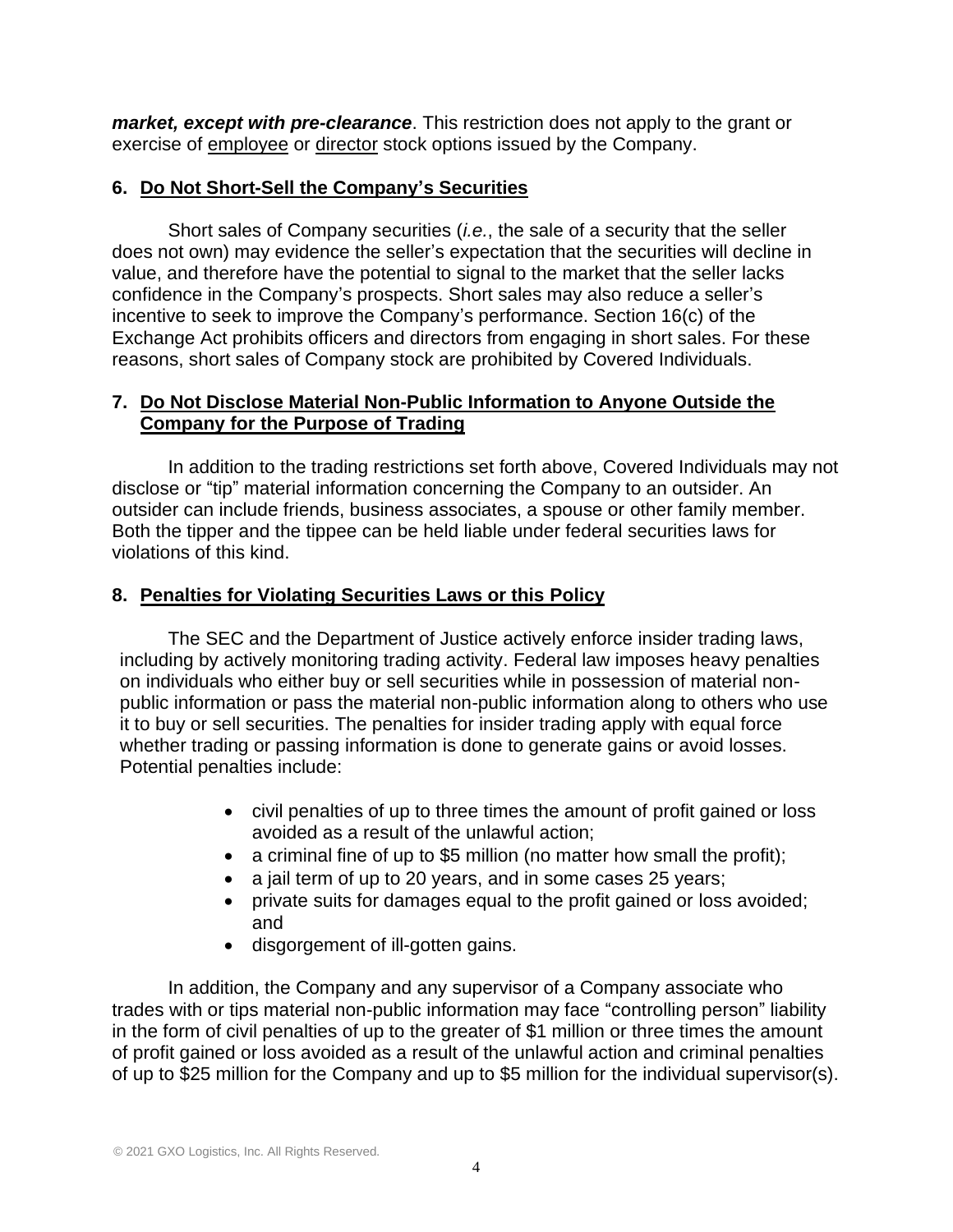***market, except with pre-clearance***. This restriction does not apply to the grant or exercise of employee or director stock options issued by the Company.

## 6. Do Not Short-Sell the Company's Securities

Short sales of Company securities (*i.e.*, the sale of a security that the seller does not own) may evidence the seller's expectation that the securities will decline in value, and therefore have the potential to signal to the market that the seller lacks confidence in the Company's prospects. Short sales may also reduce a seller's incentive to seek to improve the Company's performance. Section 16(c) of the Exchange Act prohibits officers and directors from engaging in short sales. For these reasons, short sales of Company stock are prohibited by Covered Individuals.

## 7. Do Not Disclose Material Non-Public Information to Anyone Outside the Company for the Purpose of Trading

In addition to the trading restrictions set forth above, Covered Individuals may not disclose or "tip" material information concerning the Company to an outsider. An outsider can include friends, business associates, a spouse or other family member. Both the tipper and the tippee can be held liable under federal securities laws for violations of this kind.

## 8. Penalties for Violating Securities Laws or this Policy

The SEC and the Department of Justice actively enforce insider trading laws, including by actively monitoring trading activity. Federal law imposes heavy penalties on individuals who either buy or sell securities while in possession of material non-public information or pass the material non-public information along to others who use it to buy or sell securities. The penalties for insider trading apply with equal force whether trading or passing information is done to generate gains or avoid losses. Potential penalties include:

- civil penalties of up to three times the amount of profit gained or loss avoided as a result of the unlawful action;
- a criminal fine of up to $5 million (no matter how small the profit);
- a jail term of up to 20 years, and in some cases 25 years;
- private suits for damages equal to the profit gained or loss avoided; and
- disgorgement of ill-gotten gains.

In addition, the Company and any supervisor of a Company associate who trades with or tips material non-public information may face "controlling person" liability in the form of civil penalties of up to the greater of $1 million or three times the amount of profit gained or loss avoided as a result of the unlawful action and criminal penalties of up to $25 million for the Company and up to $5 million for the individual supervisor(s).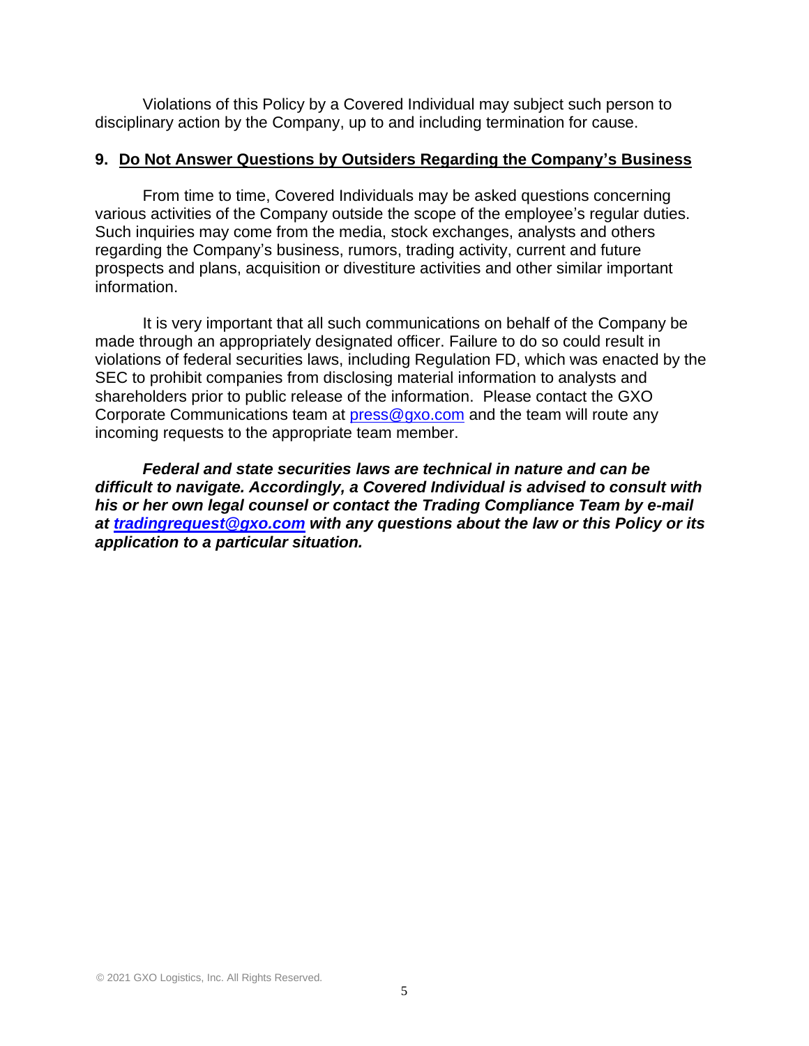Violations of this Policy by a Covered Individual may subject such person to disciplinary action by the Company, up to and including termination for cause.

## 9. Do Not Answer Questions by Outsiders Regarding the Company's Business

From time to time, Covered Individuals may be asked questions concerning various activities of the Company outside the scope of the employee's regular duties. Such inquiries may come from the media, stock exchanges, analysts and others regarding the Company's business, rumors, trading activity, current and future prospects and plans, acquisition or divestiture activities and other similar important information.

It is very important that all such communications on behalf of the Company be made through an appropriately designated officer. Failure to do so could result in violations of federal securities laws, including Regulation FD, which was enacted by the SEC to prohibit companies from disclosing material information to analysts and shareholders prior to public release of the information. Please contact the GXO Corporate Communications team at press@gxo.com and the team will route any incoming requests to the appropriate team member.

***Federal and state securities laws are technical in nature and can be difficult to navigate. Accordingly, a Covered Individual is advised to consult with his or her own legal counsel or contact the Trading Compliance Team by e-mail at tradingrequest@gxo.com with any questions about the law or this Policy or its application to a particular situation.***

© 2021 GXO Logistics, Inc. All Rights Reserved.